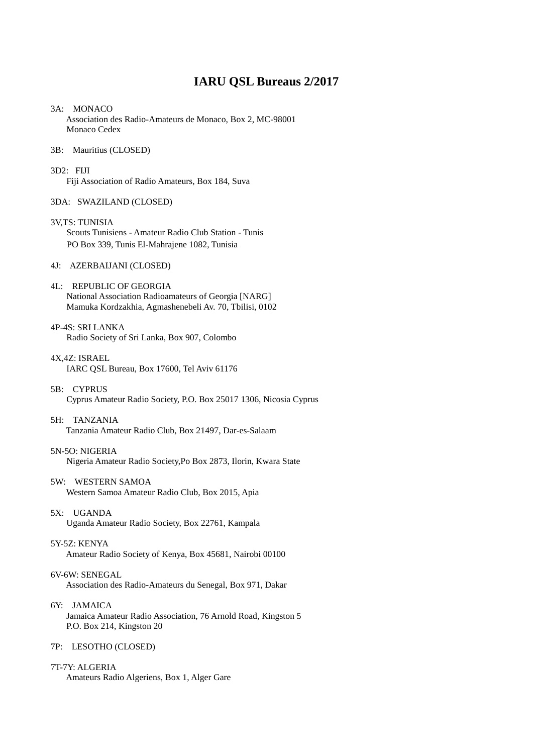# IARU QSL Bureaus 2/2017

3A: MONACO
Association des Radio-Amateurs de Monaco, Box 2, MC-98001
Monaco Cedex

3B: Mauritius (CLOSED)

3D2: FIJI
Fiji Association of Radio Amateurs, Box 184, Suva

3DA: SWAZILAND (CLOSED)

3V,TS: TUNISIA
Scouts Tunisiens - Amateur Radio Club Station - Tunis
PO Box 339, Tunis El-Mahrajene 1082, Tunisia

4J: AZERBAIJANI (CLOSED)

4L: REPUBLIC OF GEORGIA
National Association Radioamateurs of Georgia [NARG]
Mamuka Kordzakhia, Agmashenebeli Av. 70, Tbilisi, 0102

4P-4S: SRI LANKA
Radio Society of Sri Lanka, Box 907, Colombo

4X,4Z: ISRAEL
IARC QSL Bureau, Box 17600, Tel Aviv 61176

5B: CYPRUS
Cyprus Amateur Radio Society, P.O. Box 25017 1306, Nicosia Cyprus

5H: TANZANIA
Tanzania Amateur Radio Club, Box 21497, Dar-es-Salaam

5N-5O: NIGERIA
Nigeria Amateur Radio Society,Po Box 2873, Ilorin, Kwara State

5W: WESTERN SAMOA
Western Samoa Amateur Radio Club, Box 2015, Apia

5X: UGANDA
Uganda Amateur Radio Society, Box 22761, Kampala

5Y-5Z: KENYA
Amateur Radio Society of Kenya, Box 45681, Nairobi 00100

6V-6W: SENEGAL
Association des Radio-Amateurs du Senegal, Box 971, Dakar

6Y: JAMAICA
Jamaica Amateur Radio Association, 76 Arnold Road, Kingston 5
P.O. Box 214, Kingston 20

7P: LESOTHO (CLOSED)

7T-7Y: ALGERIA
Amateurs Radio Algeriens, Box 1, Alger Gare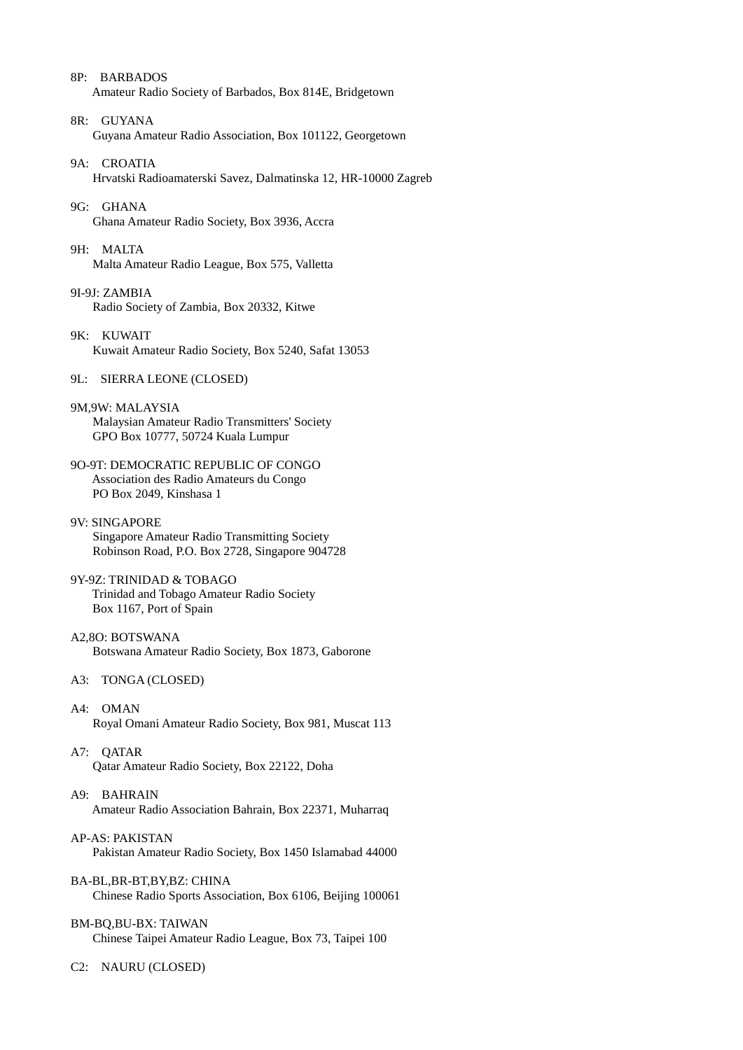8P: BARBADOS
Amateur Radio Society of Barbados, Box 814E, Bridgetown

8R: GUYANA
Guyana Amateur Radio Association, Box 101122, Georgetown

9A: CROATIA
Hrvatski Radioamaterski Savez, Dalmatinska 12, HR-10000 Zagreb

9G: GHANA
Ghana Amateur Radio Society, Box 3936, Accra

9H: MALTA
Malta Amateur Radio League, Box 575, Valletta

9I-9J: ZAMBIA
Radio Society of Zambia, Box 20332, Kitwe

9K: KUWAIT
Kuwait Amateur Radio Society, Box 5240, Safat 13053

9L: SIERRA LEONE (CLOSED)

9M,9W: MALAYSIA
Malaysian Amateur Radio Transmitters' Society
GPO Box 10777, 50724 Kuala Lumpur

9O-9T: DEMOCRATIC REPUBLIC OF CONGO
Association des Radio Amateurs du Congo
PO Box 2049, Kinshasa 1

9V: SINGAPORE
Singapore Amateur Radio Transmitting Society
Robinson Road, P.O. Box 2728, Singapore 904728

9Y-9Z: TRINIDAD & TOBAGO
Trinidad and Tobago Amateur Radio Society
Box 1167, Port of Spain

A2,8O: BOTSWANA
Botswana Amateur Radio Society, Box 1873, Gaborone

A3: TONGA (CLOSED)

A4: OMAN
Royal Omani Amateur Radio Society, Box 981, Muscat 113

A7: QATAR
Qatar Amateur Radio Society, Box 22122, Doha

A9: BAHRAIN
Amateur Radio Association Bahrain, Box 22371, Muharraq

AP-AS: PAKISTAN
Pakistan Amateur Radio Society, Box 1450 Islamabad 44000

BA-BL,BR-BT,BY,BZ: CHINA
Chinese Radio Sports Association, Box 6106, Beijing 100061

BM-BQ,BU-BX: TAIWAN
Chinese Taipei Amateur Radio League, Box 73, Taipei 100

C2: NAURU (CLOSED)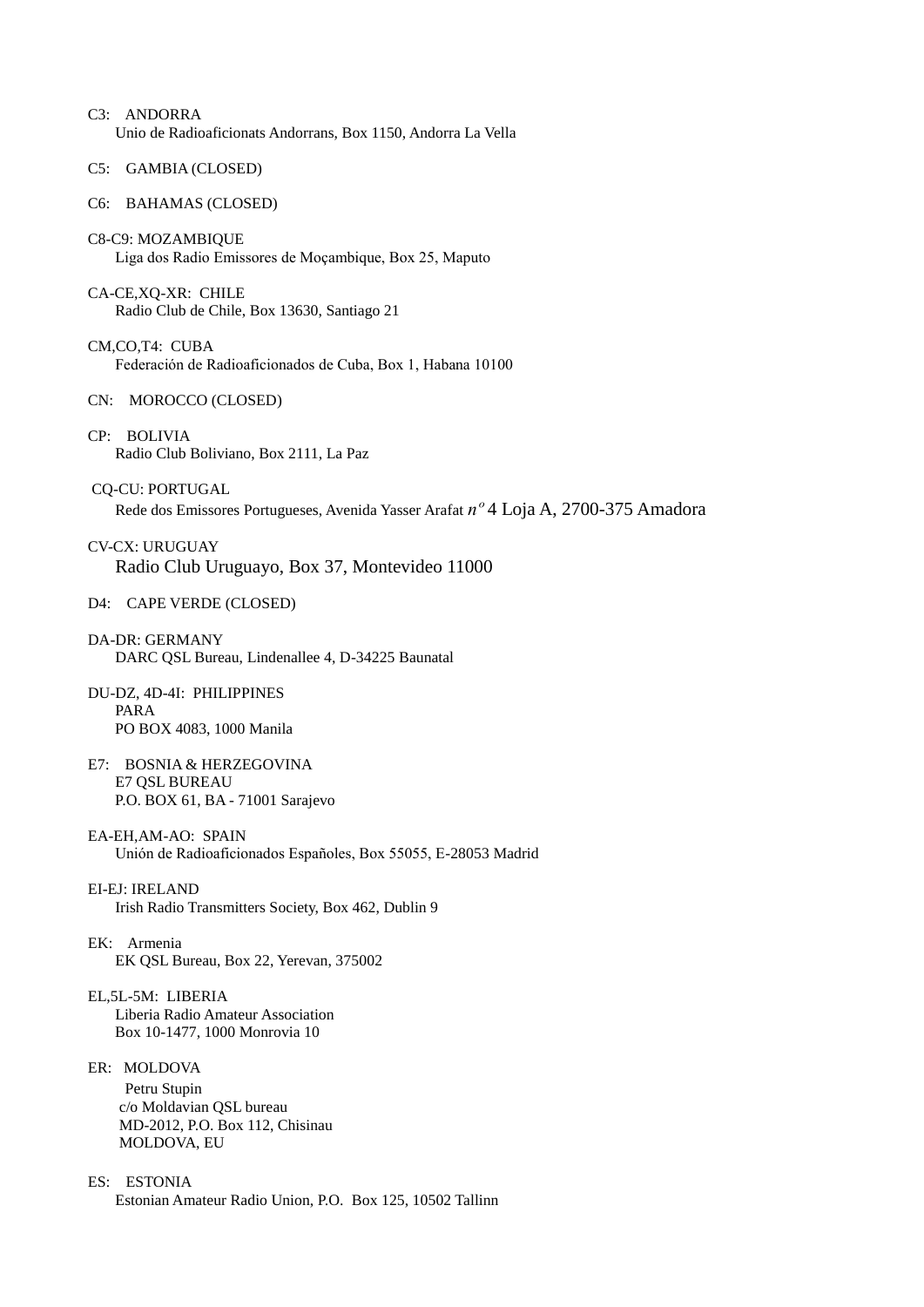C3: ANDORRA
Unio de Radioaficionats Andorrans, Box 1150, Andorra La Vella

C5: GAMBIA (CLOSED)

C6: BAHAMAS (CLOSED)

C8-C9: MOZAMBIQUE
Liga dos Radio Emissores de Moçambique, Box 25, Maputo

CA-CE,XQ-XR: CHILE
Radio Club de Chile, Box 13630, Santiago 21

CM,CO,T4: CUBA
Federación de Radioaficionados de Cuba, Box 1, Habana 10100

CN: MOROCCO (CLOSED)

CP: BOLIVIA
Radio Club Boliviano, Box 2111, La Paz

CQ-CU: PORTUGAL
Rede dos Emissores Portugueses, Avenida Yasser Arafat $n^o$ 4 Loja A, 2700-375 Amadora

CV-CX: URUGUAY
Radio Club Uruguayo, Box 37, Montevideo 11000

D4: CAPE VERDE (CLOSED)

DA-DR: GERMANY
DARC QSL Bureau, Lindenallee 4, D-34225 Baunatal

DU-DZ, 4D-4I: PHILIPPINES
PARA
PO BOX 4083, 1000 Manila

E7: BOSNIA & HERZEGOVINA
E7 QSL BUREAU
P.O. BOX 61, BA - 71001 Sarajevo

EA-EH,AM-AO: SPAIN
Unión de Radioaficionados Españoles, Box 55055, E-28053 Madrid

EI-EJ: IRELAND
Irish Radio Transmitters Society, Box 462, Dublin 9

EK: Armenia
EK QSL Bureau, Box 22, Yerevan, 375002

EL,5L-5M: LIBERIA
Liberia Radio Amateur Association
Box 10-1477, 1000 Monrovia 10

ER: MOLDOVA
Petru Stupin
c/o Moldavian QSL bureau
MD-2012, P.O. Box 112, Chisinau
MOLDOVA, EU

ES: ESTONIA
Estonian Amateur Radio Union, P.O. Box 125, 10502 Tallinn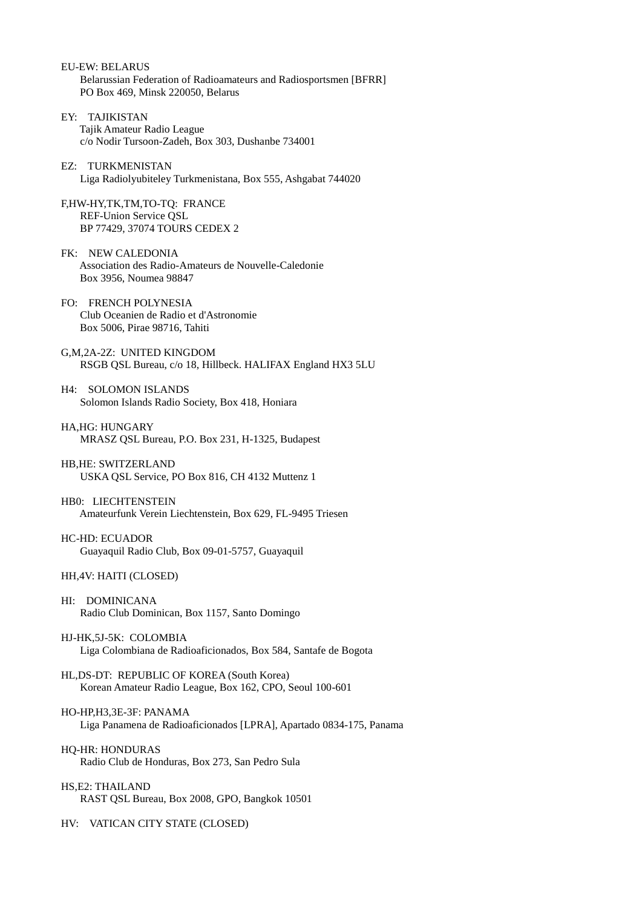EU-EW: BELARUS
Belarussian Federation of Radioamateurs and Radiosportsmen [BFRR]
PO Box 469, Minsk 220050, Belarus

EY: TAJIKISTAN
Tajik Amateur Radio League
c/o Nodir Tursoon-Zadeh, Box 303, Dushanbe 734001

EZ: TURKMENISTAN
Liga Radiolyubiteley Turkmenistana, Box 555, Ashgabat 744020

F,HW-HY,TK,TM,TO-TQ: FRANCE
REF-Union Service QSL
BP 77429, 37074 TOURS CEDEX 2

FK: NEW CALEDONIA
Association des Radio-Amateurs de Nouvelle-Caledonie
Box 3956, Noumea 98847

FO: FRENCH POLYNESIA
Club Oceanien de Radio et d'Astronomie
Box 5006, Pirae 98716, Tahiti

G,M,2A-2Z: UNITED KINGDOM
RSGB QSL Bureau, c/o 18, Hillbeck. HALIFAX England HX3 5LU

H4: SOLOMON ISLANDS
Solomon Islands Radio Society, Box 418, Honiara

HA,HG: HUNGARY
MRASZ QSL Bureau, P.O. Box 231, H-1325, Budapest

HB,HE: SWITZERLAND
USKA QSL Service, PO Box 816, CH 4132 Muttenz 1

HB0: LIECHTENSTEIN
Amateurfunk Verein Liechtenstein, Box 629, FL-9495 Triesen

HC-HD: ECUADOR
Guayaquil Radio Club, Box 09-01-5757, Guayaquil

HH,4V: HAITI (CLOSED)

HI: DOMINICANA
Radio Club Dominican, Box 1157, Santo Domingo

HJ-HK,5J-5K: COLOMBIA
Liga Colombiana de Radioaficionados, Box 584, Santafe de Bogota

HL,DS-DT: REPUBLIC OF KOREA (South Korea)
Korean Amateur Radio League, Box 162, CPO, Seoul 100-601

HO-HP,H3,3E-3F: PANAMA
Liga Panamena de Radioaficionados [LPRA], Apartado 0834-175, Panama

HQ-HR: HONDURAS
Radio Club de Honduras, Box 273, San Pedro Sula

HS,E2: THAILAND
RAST QSL Bureau, Box 2008, GPO, Bangkok 10501

HV: VATICAN CITY STATE (CLOSED)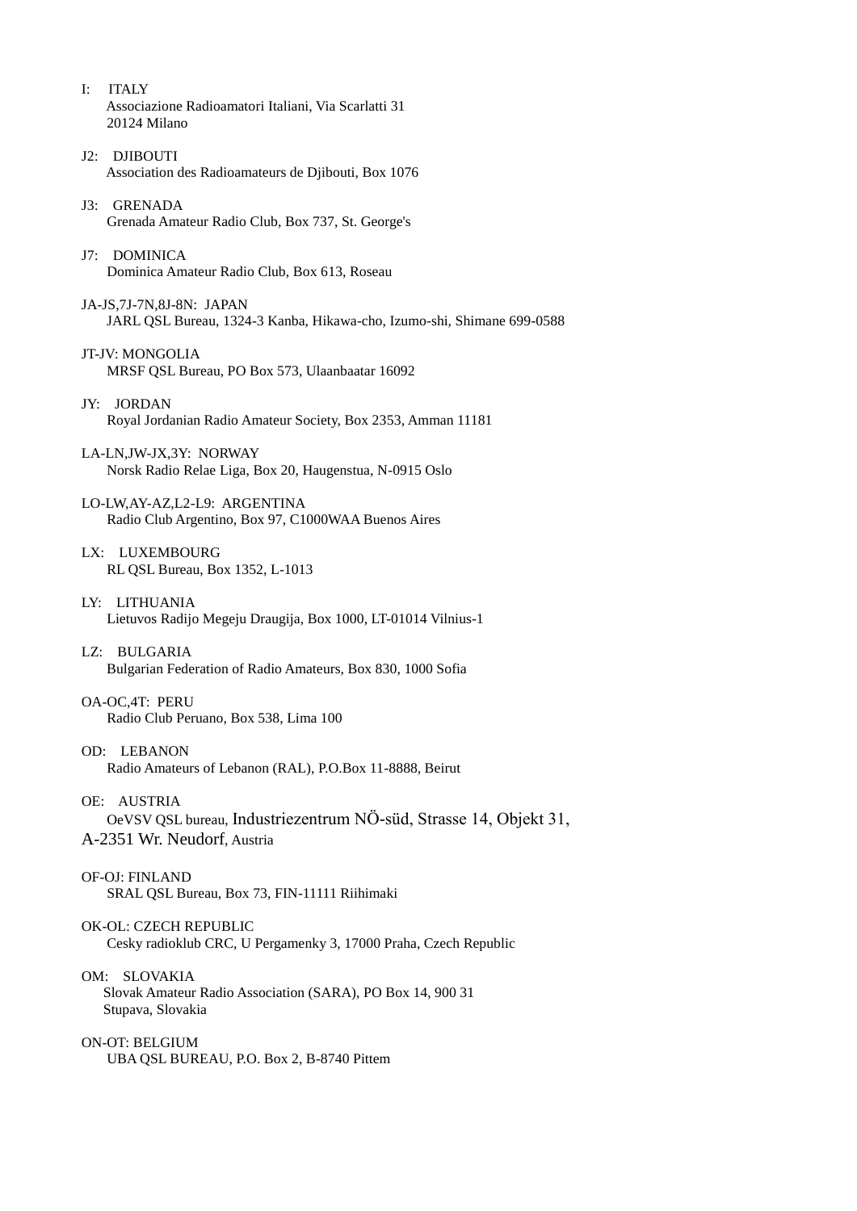I:    ITALY
Associazione Radioamatori Italiani, Via Scarlatti 31
20124 Milano

J2:   DJIBOUTI
Association des Radioamateurs de Djibouti, Box 1076

J3:   GRENADA
Grenada Amateur Radio Club, Box 737, St. George's

J7:   DOMINICA
Dominica Amateur Radio Club, Box 613, Roseau

JA-JS,7J-7N,8J-8N:  JAPAN
JARL QSL Bureau, 1324-3 Kanba, Hikawa-cho, Izumo-shi, Shimane 699-0588

JT-JV: MONGOLIA
MRSF QSL Bureau, PO Box 573, Ulaanbaatar 16092

JY:   JORDAN
Royal Jordanian Radio Amateur Society, Box 2353, Amman 11181

LA-LN,JW-JX,3Y:  NORWAY
Norsk Radio Relae Liga, Box 20, Haugenstua, N-0915 Oslo

LO-LW,AY-AZ,L2-L9:  ARGENTINA
Radio Club Argentino, Box 97, C1000WAA Buenos Aires

LX:   LUXEMBOURG
RL QSL Bureau, Box 1352, L-1013

LY:   LITHUANIA
Lietuvos Radijo Megeju Draugija, Box 1000, LT-01014 Vilnius-1

LZ:   BULGARIA
Bulgarian Federation of Radio Amateurs, Box 830, 1000 Sofia

OA-OC,4T:  PERU
Radio Club Peruano, Box 538, Lima 100

OD:   LEBANON
Radio Amateurs of Lebanon (RAL), P.O.Box 11-8888, Beirut

OE:   AUSTRIA
OeVSV QSL bureau, Industriezentrum NÖ-süd, Strasse 14, Objekt 31,
A-2351 Wr. Neudorf, Austria

OF-OJ: FINLAND
SRAL QSL Bureau, Box 73, FIN-11111 Riihimaki

OK-OL: CZECH REPUBLIC
Cesky radioklub CRC, U Pergamenky 3, 17000 Praha, Czech Republic

OM:   SLOVAKIA
Slovak Amateur Radio Association (SARA), PO Box 14, 900 31
Stupava, Slovakia

ON-OT: BELGIUM
UBA QSL BUREAU, P.O. Box 2, B-8740 Pittem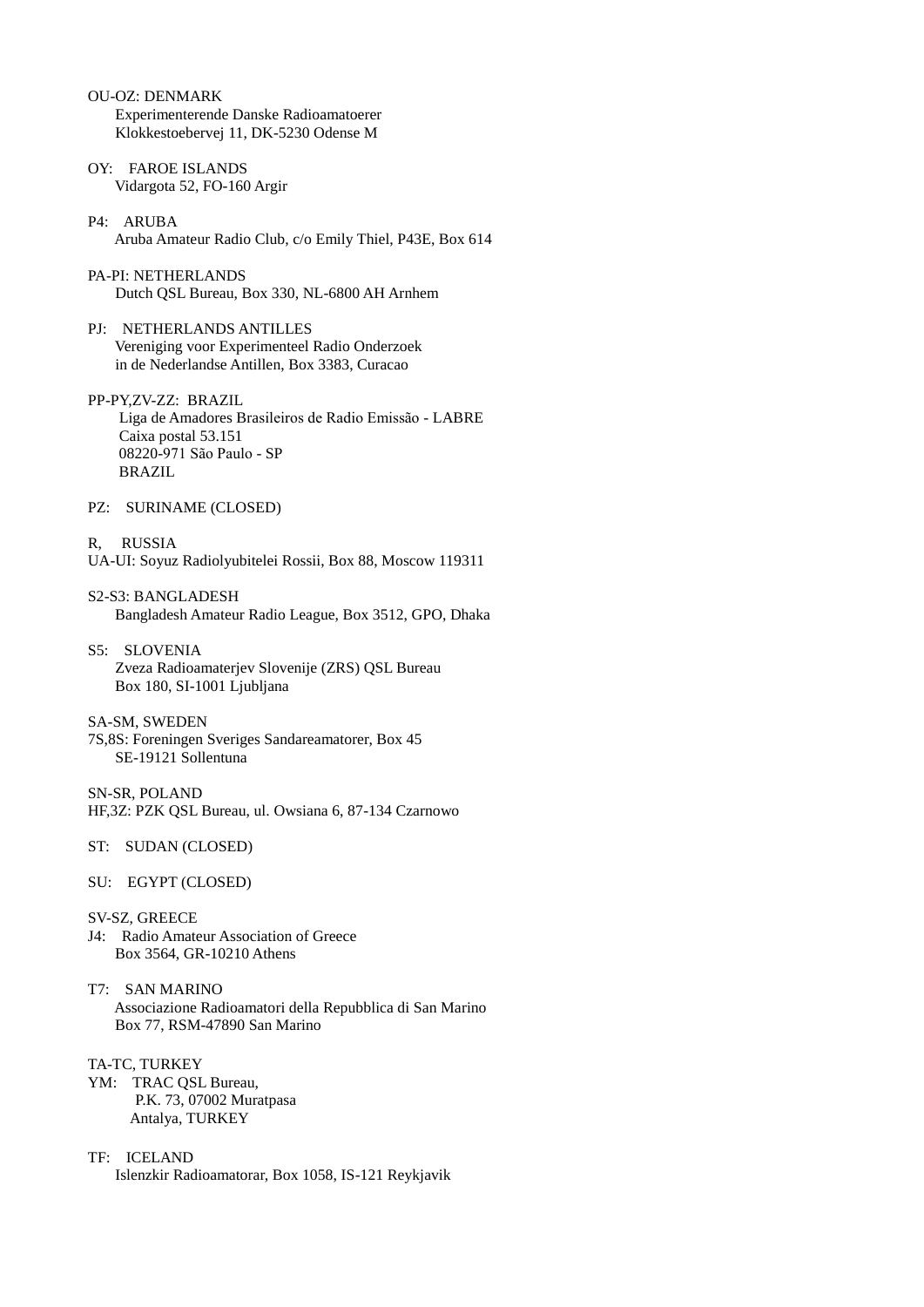OU-OZ: DENMARK
Experimenterende Danske Radioamatoerer
Klokkestoebervej 11, DK-5230 Odense M

OY: FAROE ISLANDS
Vidargota 52, FO-160 Argir

P4: ARUBA
Aruba Amateur Radio Club, c/o Emily Thiel, P43E, Box 614

PA-PI: NETHERLANDS
Dutch QSL Bureau, Box 330, NL-6800 AH Arnhem

PJ: NETHERLANDS ANTILLES
Vereniging voor Experimenteel Radio Onderzoek
in de Nederlandse Antillen, Box 3383, Curacao

PP-PY,ZV-ZZ: BRAZIL
Liga de Amadores Brasileiros de Radio Emissão - LABRE
Caixa postal 53.151
08220-971 São Paulo - SP
BRAZIL

PZ: SURINAME (CLOSED)

R, RUSSIA
UA-UI: Soyuz Radiolyubitelei Rossii, Box 88, Moscow 119311

S2-S3: BANGLADESH
Bangladesh Amateur Radio League, Box 3512, GPO, Dhaka

S5: SLOVENIA
Zveza Radioamaterjev Slovenije (ZRS) QSL Bureau
Box 180, SI-1001 Ljubljana

SA-SM, SWEDEN
7S,8S: Foreningen Sveriges Sandareamatorer, Box 45
SE-19121 Sollentuna

SN-SR, POLAND
HF,3Z: PZK QSL Bureau, ul. Owsiana 6, 87-134 Czarnowo

ST: SUDAN (CLOSED)

SU: EGYPT (CLOSED)

SV-SZ, GREECE
J4: Radio Amateur Association of Greece
Box 3564, GR-10210 Athens

T7: SAN MARINO
Associazione Radioamatori della Repubblica di San Marino
Box 77, RSM-47890 San Marino

TA-TC, TURKEY
YM: TRAC QSL Bureau,
P.K. 73, 07002 Muratpasa
Antalya, TURKEY

TF: ICELAND
Islenzkir Radioamatorar, Box 1058, IS-121 Reykjavik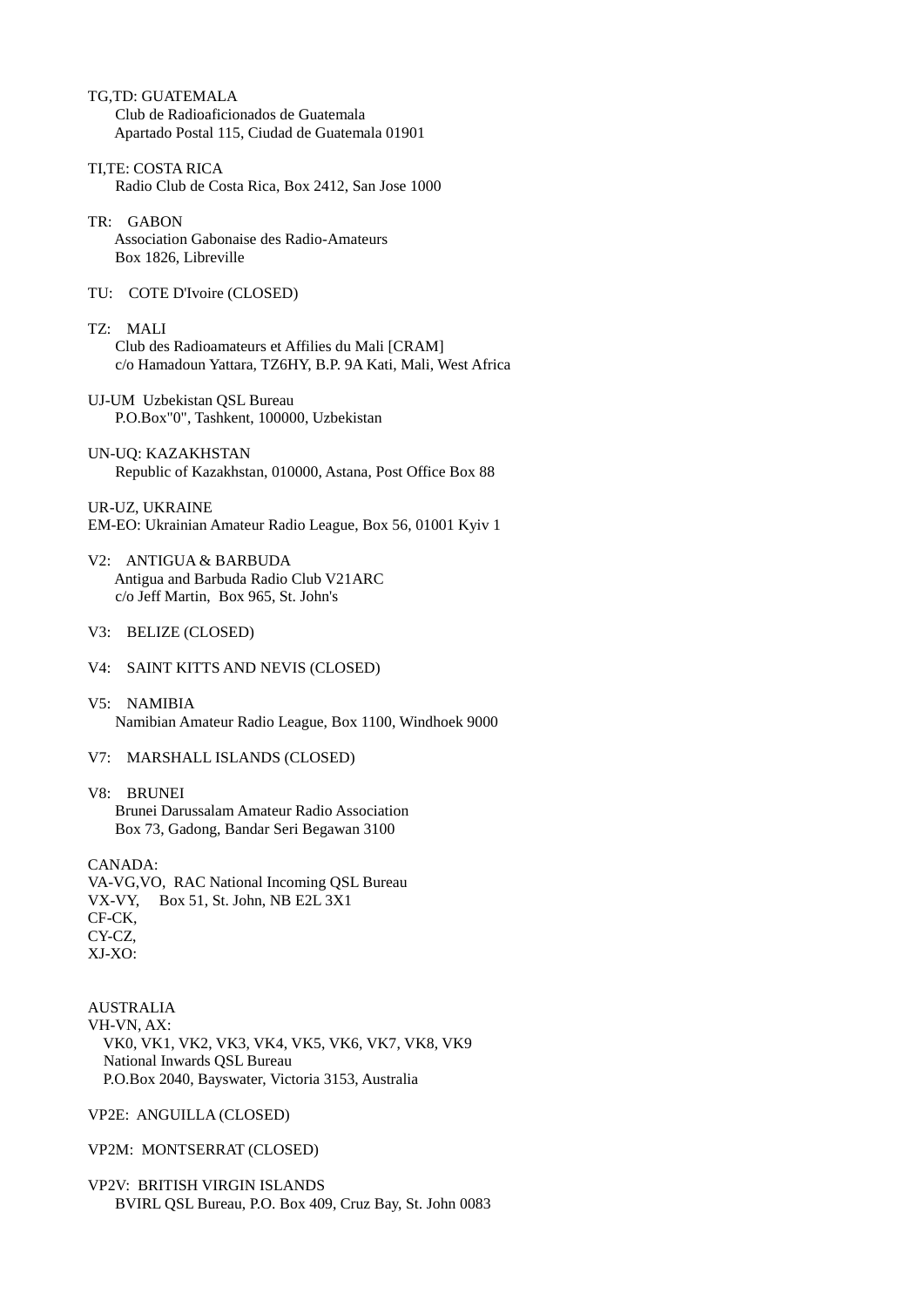TG,TD: GUATEMALA
Club de Radioaficionados de Guatemala
Apartado Postal 115, Ciudad de Guatemala 01901

TI,TE: COSTA RICA
Radio Club de Costa Rica, Box 2412, San Jose 1000

TR: GABON
Association Gabonaise des Radio-Amateurs
Box 1826, Libreville

TU: COTE D'Ivoire (CLOSED)

TZ: MALI
Club des Radioamateurs et Affilies du Mali [CRAM]
c/o Hamadoun Yattara, TZ6HY, B.P. 9A Kati, Mali, West Africa

UJ-UM Uzbekistan QSL Bureau
P.O.Box"0", Tashkent, 100000, Uzbekistan

UN-UQ: KAZAKHSTAN
Republic of Kazakhstan, 010000, Astana, Post Office Box 88

UR-UZ, UKRAINE
EM-EO: Ukrainian Amateur Radio League, Box 56, 01001 Kyiv 1

V2: ANTIGUA & BARBUDA
Antigua and Barbuda Radio Club V21ARC
c/o Jeff Martin, Box 965, St. John's

V3: BELIZE (CLOSED)

V4: SAINT KITTS AND NEVIS (CLOSED)

V5: NAMIBIA
Namibian Amateur Radio League, Box 1100, Windhoek 9000

V7: MARSHALL ISLANDS (CLOSED)

V8: BRUNEI
Brunei Darussalam Amateur Radio Association
Box 73, Gadong, Bandar Seri Begawan 3100

CANADA:
VA-VG,VO, RAC National Incoming QSL Bureau
VX-VY, Box 51, St. John, NB E2L 3X1
CF-CK,
CY-CZ,
XJ-XO:

AUSTRALIA
VH-VN, AX:
VK0, VK1, VK2, VK3, VK4, VK5, VK6, VK7, VK8, VK9
National Inwards QSL Bureau
P.O.Box 2040, Bayswater, Victoria 3153, Australia

VP2E: ANGUILLA (CLOSED)

VP2M: MONTSERRAT (CLOSED)

VP2V: BRITISH VIRGIN ISLANDS
BVIRL QSL Bureau, P.O. Box 409, Cruz Bay, St. John 0083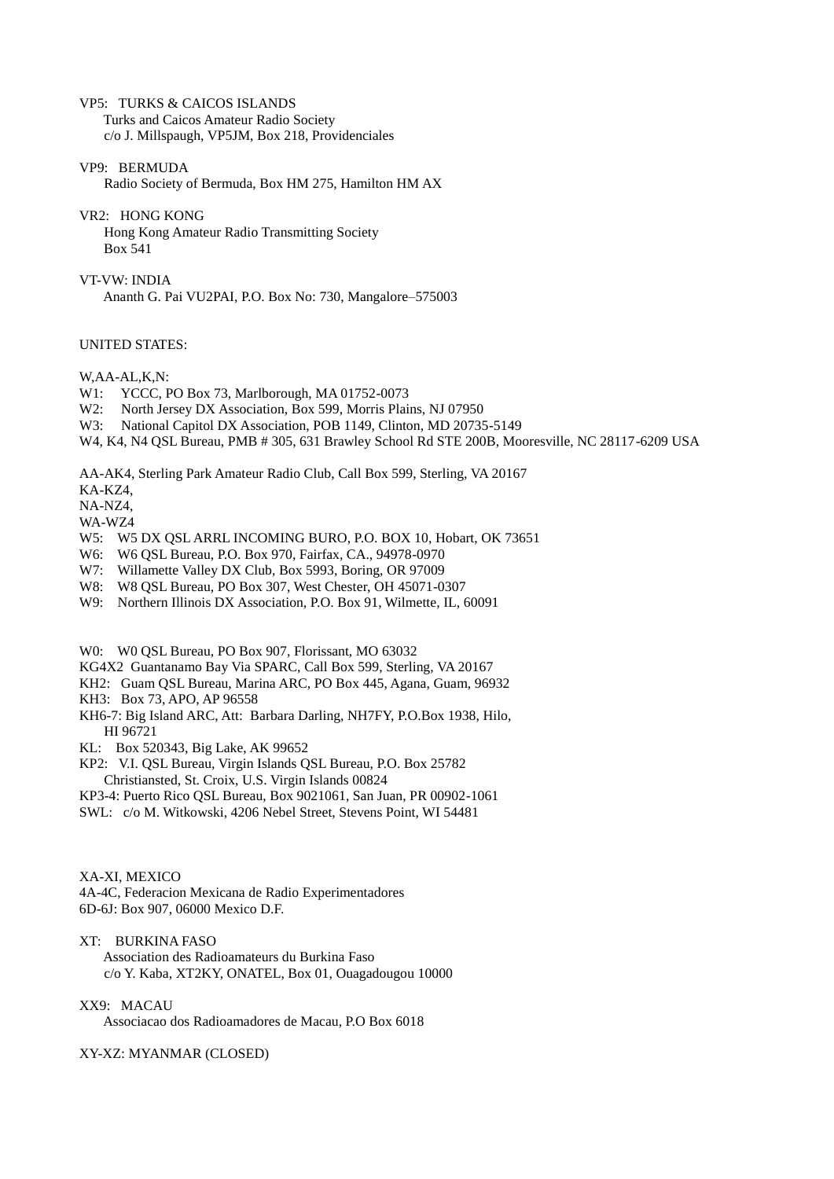VP5: TURKS & CAICOS ISLANDS
Turks and Caicos Amateur Radio Society
c/o J. Millspaugh, VP5JM, Box 218, Providenciales

VP9: BERMUDA
Radio Society of Bermuda, Box HM 275, Hamilton HM AX

VR2: HONG KONG
Hong Kong Amateur Radio Transmitting Society
Box 541

VT-VW: INDIA
Ananth G. Pai VU2PAI, P.O. Box No: 730, Mangalore–575003

UNITED STATES:

W,AA-AL,K,N:
W1: YCCC, PO Box 73, Marlborough, MA 01752-0073
W2: North Jersey DX Association, Box 599, Morris Plains, NJ 07950
W3: National Capitol DX Association, POB 1149, Clinton, MD 20735-5149
W4, K4, N4 QSL Bureau, PMB # 305, 631 Brawley School Rd STE 200B, Mooresville, NC 28117-6209 USA

AA-AK4, Sterling Park Amateur Radio Club, Call Box 599, Sterling, VA 20167
KA-KZ4,
NA-NZ4,
WA-WZ4
W5: W5 DX QSL ARRL INCOMING BURO, P.O. BOX 10, Hobart, OK 73651
W6: W6 QSL Bureau, P.O. Box 970, Fairfax, CA., 94978-0970
W7: Willamette Valley DX Club, Box 5993, Boring, OR 97009
W8: W8 QSL Bureau, PO Box 307, West Chester, OH 45071-0307
W9: Northern Illinois DX Association, P.O. Box 91, Wilmette, IL, 60091

W0: W0 QSL Bureau, PO Box 907, Florissant, MO 63032
KG4X2 Guantanamo Bay Via SPARC, Call Box 599, Sterling, VA 20167
KH2: Guam QSL Bureau, Marina ARC, PO Box 445, Agana, Guam, 96932
KH3: Box 73, APO, AP 96558
KH6-7: Big Island ARC, Att: Barbara Darling, NH7FY, P.O.Box 1938, Hilo, HI 96721
KL: Box 520343, Big Lake, AK 99652
KP2: V.I. QSL Bureau, Virgin Islands QSL Bureau, P.O. Box 25782
Christiansted, St. Croix, U.S. Virgin Islands 00824
KP3-4: Puerto Rico QSL Bureau, Box 9021061, San Juan, PR 00902-1061
SWL: c/o M. Witkowski, 4206 Nebel Street, Stevens Point, WI 54481

XA-XI, MEXICO
4A-4C, Federacion Mexicana de Radio Experimentadores
6D-6J: Box 907, 06000 Mexico D.F.

XT: BURKINA FASO
Association des Radioamateurs du Burkina Faso
c/o Y. Kaba, XT2KY, ONATEL, Box 01, Ouagadougou 10000

XX9: MACAU
Associacao dos Radioamadores de Macau, P.O Box 6018

XY-XZ: MYANMAR (CLOSED)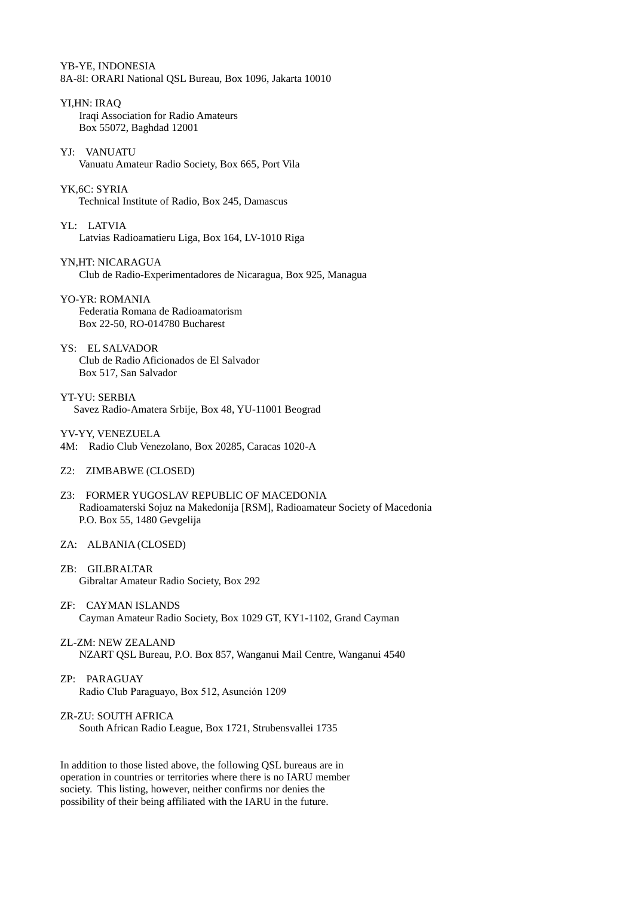YB-YE, INDONESIA
8A-8I: ORARI National QSL Bureau, Box 1096, Jakarta 10010

YI,HN: IRAQ
Iraqi Association for Radio Amateurs
Box 55072, Baghdad 12001

YJ: VANUATU
Vanuatu Amateur Radio Society, Box 665, Port Vila

YK,6C: SYRIA
Technical Institute of Radio, Box 245, Damascus

YL: LATVIA
Latvias Radioamatieru Liga, Box 164, LV-1010 Riga

YN,HT: NICARAGUA
Club de Radio-Experimentadores de Nicaragua, Box 925, Managua

YO-YR: ROMANIA
Federatia Romana de Radioamatorism
Box 22-50, RO-014780 Bucharest

YS: EL SALVADOR
Club de Radio Aficionados de El Salvador
Box 517, San Salvador

YT-YU: SERBIA
Savez Radio-Amatera Srbije, Box 48, YU-11001 Beograd

YV-YY, VENEZUELA
4M: Radio Club Venezolano, Box 20285, Caracas 1020-A

Z2: ZIMBABWE (CLOSED)

Z3: FORMER YUGOSLAV REPUBLIC OF MACEDONIA
Radioamaterski Sojuz na Makedonija [RSM], Radioamateur Society of Macedonia
P.O. Box 55, 1480 Gevgelija

ZA: ALBANIA (CLOSED)

ZB: GILBRALTAR
Gibraltar Amateur Radio Society, Box 292

ZF: CAYMAN ISLANDS
Cayman Amateur Radio Society, Box 1029 GT, KY1-1102, Grand Cayman

ZL-ZM: NEW ZEALAND
NZART QSL Bureau, P.O. Box 857, Wanganui Mail Centre, Wanganui 4540

ZP: PARAGUAY
Radio Club Paraguayo, Box 512, Asunción 1209

ZR-ZU: SOUTH AFRICA
South African Radio League, Box 1721, Strubensvallei 1735

In addition to those listed above, the following QSL bureaus are in operation in countries or territories where there is no IARU member society. This listing, however, neither confirms nor denies the possibility of their being affiliated with the IARU in the future.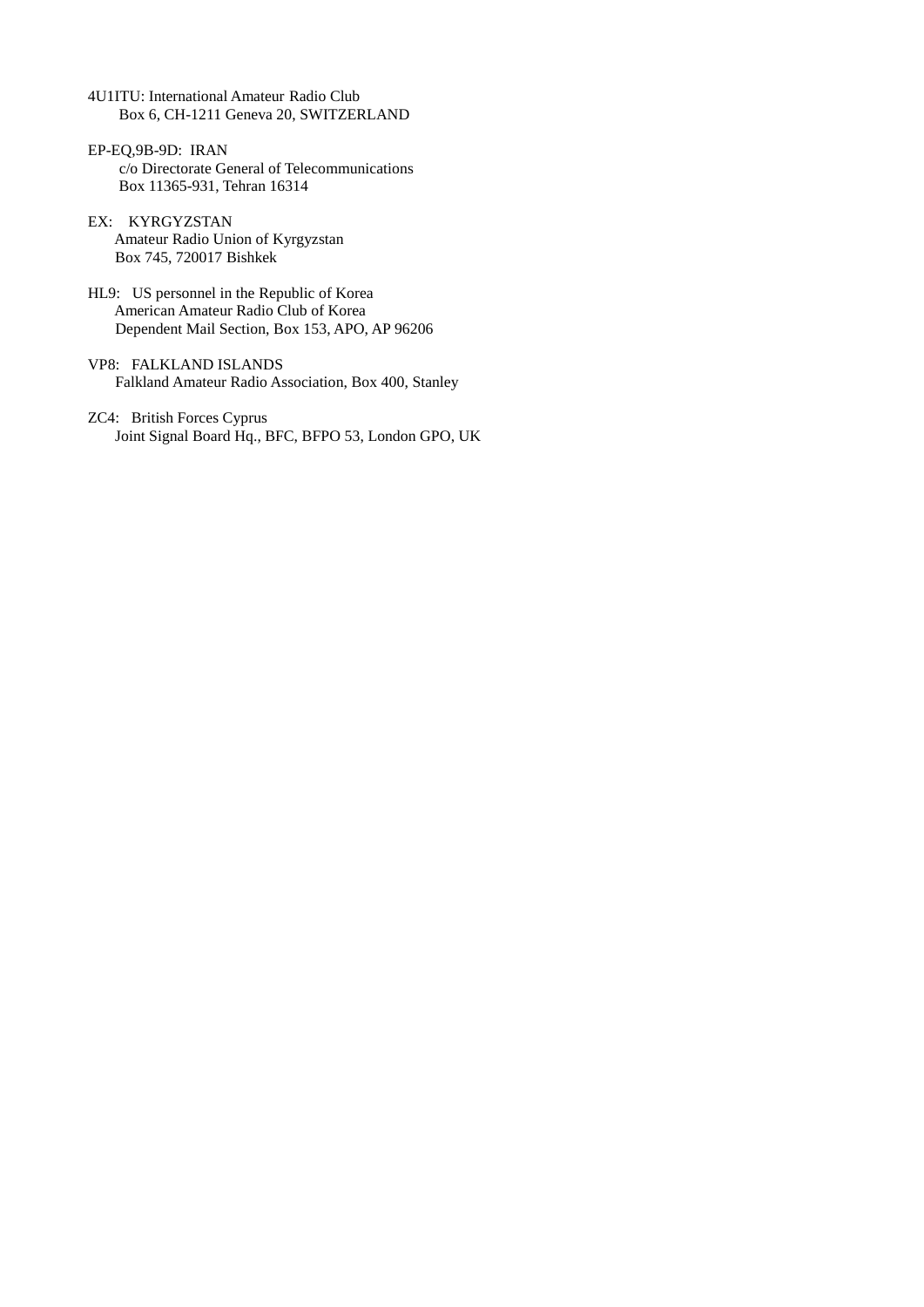4U1ITU: International Amateur Radio Club
Box 6, CH-1211 Geneva 20, SWITZERLAND

EP-EQ,9B-9D: IRAN
c/o Directorate General of Telecommunications
Box 11365-931, Tehran 16314

EX: KYRGYZSTAN
Amateur Radio Union of Kyrgyzstan
Box 745, 720017 Bishkek

HL9: US personnel in the Republic of Korea
American Amateur Radio Club of Korea
Dependent Mail Section, Box 153, APO, AP 96206

VP8: FALKLAND ISLANDS
Falkland Amateur Radio Association, Box 400, Stanley

ZC4: British Forces Cyprus
Joint Signal Board Hq., BFC, BFPO 53, London GPO, UK